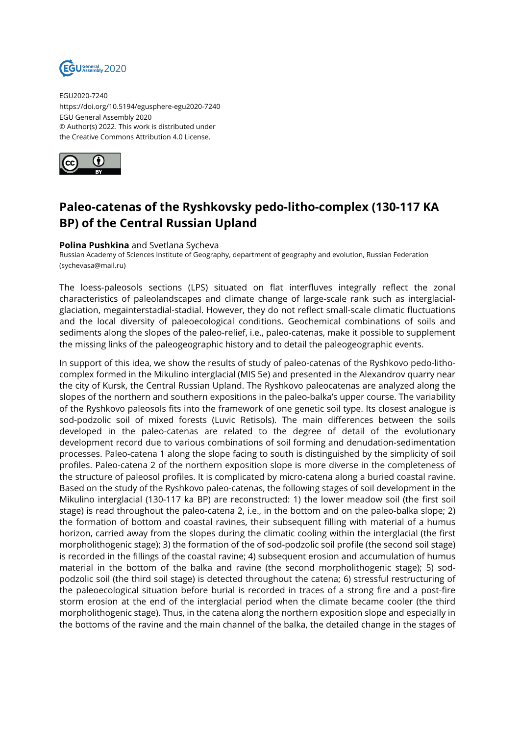EGU2020-7240
https://doi.org/10.5194/egusphere-egu2020-7240
EGU General Assembly 2020
© Author(s) 2022. This work is distributed under
the Creative Commons Attribution 4.0 License.

# Paleo-catenas of the Ryshkovsky pedo-litho-complex (130-117 KA BP) of the Central Russian Upland

**Polina Pushkina** and Svetlana Sycheva
Russian Academy of Sciences Institute of Geography, department of geography and evolution, Russian Federation (sychevasa@mail.ru)

The loess-paleosols sections (LPS) situated on flat interfluves integrally reflect the zonal characteristics of paleolandscapes and climate change of large-scale rank such as interglacial-glaciation, megainterstadial-stadial. However, they do not reflect small-scale climatic fluctuations and the local diversity of paleoecological conditions. Geochemical combinations of soils and sediments along the slopes of the paleo-relief, i.e., paleo-catenas, make it possible to supplement the missing links of the paleogeographic history and to detail the paleogeographic events.

In support of this idea, we show the results of study of paleo-catenas of the Ryshkovo pedo-litho-complex formed in the Mikulino interglacial (MIS 5e) and presented in the Alexandrov quarry near the city of Kursk, the Central Russian Upland. The Ryshkovo paleocatenas are analyzed along the slopes of the northern and southern expositions in the paleo-balka's upper course. The variability of the Ryshkovo paleosols fits into the framework of one genetic soil type. Its closest analogue is sod-podzolic soil of mixed forests (Luvic Retisols). The main differences between the soils developed in the paleo-catenas are related to the degree of detail of the evolutionary development record due to various combinations of soil forming and denudation-sedimentation processes. Paleo-catena 1 along the slope facing to south is distinguished by the simplicity of soil profiles. Paleo-catena 2 of the northern exposition slope is more diverse in the completeness of the structure of paleosol profiles. It is complicated by micro-catena along a buried coastal ravine. Based on the study of the Ryshkovo paleo-catenas, the following stages of soil development in the Mikulino interglacial (130-117 ka BP) are reconstructed: 1) the lower meadow soil (the first soil stage) is read throughout the paleo-catena 2, i.e., in the bottom and on the paleo-balka slope; 2) the formation of bottom and coastal ravines, their subsequent filling with material of a humus horizon, carried away from the slopes during the climatic cooling within the interglacial (the first morpholithogenic stage); 3) the formation of the of sod-podzolic soil profile (the second soil stage) is recorded in the fillings of the coastal ravine; 4) subsequent erosion and accumulation of humus material in the bottom of the balka and ravine (the second morpholithogenic stage); 5) sod-podzolic soil (the third soil stage) is detected throughout the catena; 6) stressful restructuring of the paleoecological situation before burial is recorded in traces of a strong fire and a post-fire storm erosion at the end of the interglacial period when the climate became cooler (the third morpholithogenic stage). Thus, in the catena along the northern exposition slope and especially in the bottoms of the ravine and the main channel of the balka, the detailed change in the stages of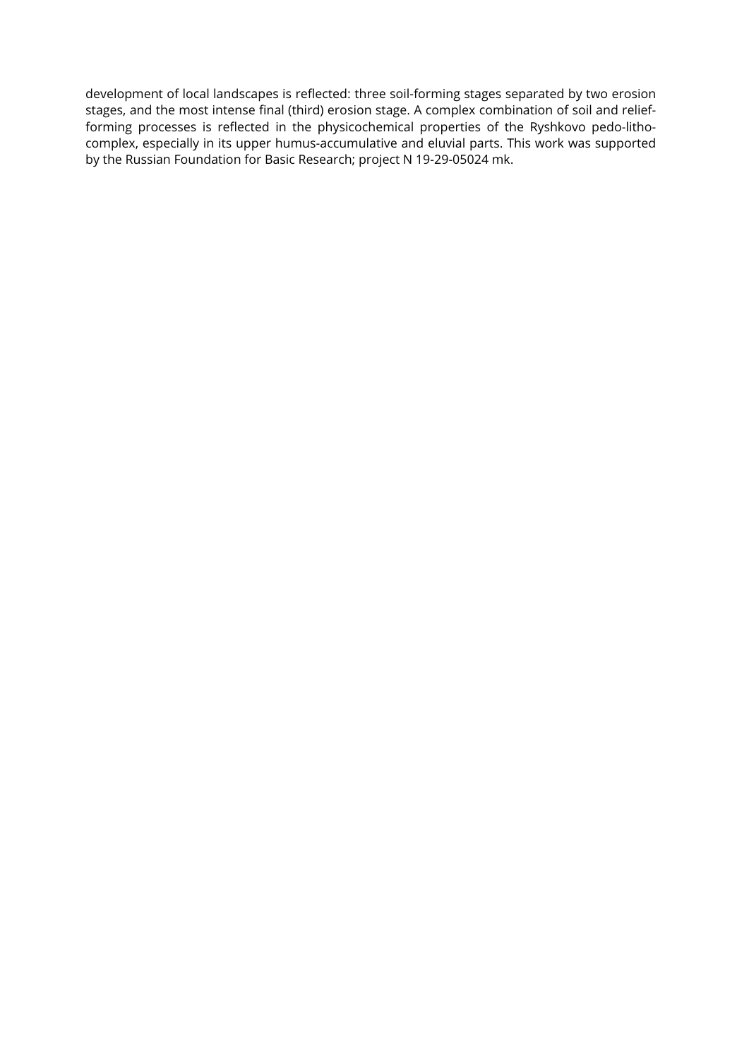development of local landscapes is reflected: three soil-forming stages separated by two erosion stages, and the most intense final (third) erosion stage. A complex combination of soil and relief-forming processes is reflected in the physicochemical properties of the Ryshkovo pedo-litho-complex, especially in its upper humus-accumulative and eluvial parts. This work was supported by the Russian Foundation for Basic Research; project N 19-29-05024 mk.